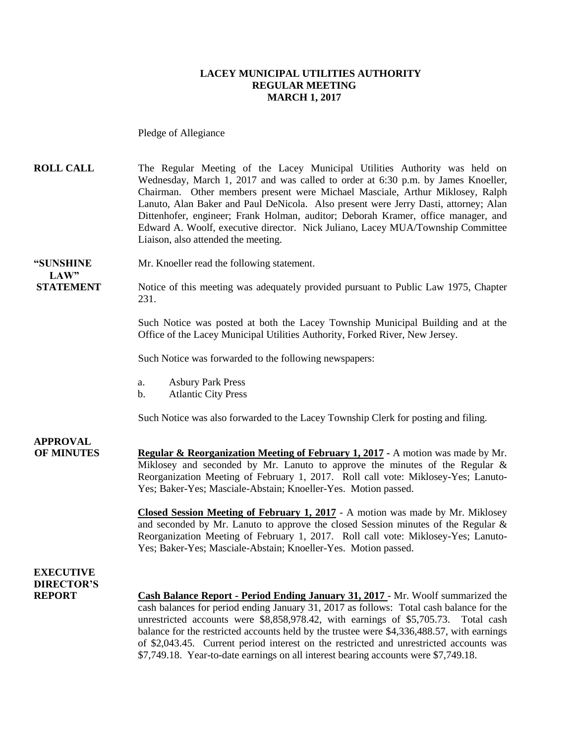**LACEY MUNICIPAL UTILITIES AUTHORITY**
**REGULAR MEETING**
**MARCH 1, 2017**

Pledge of Allegiance

**ROLL CALL**

The Regular Meeting of the Lacey Municipal Utilities Authority was held on Wednesday, March 1, 2017 and was called to order at 6:30 p.m. by James Knoeller, Chairman. Other members present were Michael Masciale, Arthur Miklosey, Ralph Lanuto, Alan Baker and Paul DeNicola. Also present were Jerry Dasti, attorney; Alan Dittenhofer, engineer; Frank Holman, auditor; Deborah Kramer, office manager, and Edward A. Woolf, executive director. Nick Juliano, Lacey MUA/Township Committee Liaison, also attended the meeting.

**"SUNSHINE LAW" STATEMENT**

Mr. Knoeller read the following statement.

Notice of this meeting was adequately provided pursuant to Public Law 1975, Chapter 231.

Such Notice was posted at both the Lacey Township Municipal Building and at the Office of the Lacey Municipal Utilities Authority, Forked River, New Jersey.

Such Notice was forwarded to the following newspapers:

a. Asbury Park Press
b. Atlantic City Press

Such Notice was also forwarded to the Lacey Township Clerk for posting and filing.

**APPROVAL OF MINUTES**

**Regular & Reorganization Meeting of February 1, 2017** - A motion was made by Mr. Miklosey and seconded by Mr. Lanuto to approve the minutes of the Regular & Reorganization Meeting of February 1, 2017. Roll call vote: Miklosey-Yes; Lanuto-Yes; Baker-Yes; Masciale-Abstain; Knoeller-Yes. Motion passed.

**Closed Session Meeting of February 1, 2017** - A motion was made by Mr. Miklosey and seconded by Mr. Lanuto to approve the closed Session minutes of the Regular & Reorganization Meeting of February 1, 2017. Roll call vote: Miklosey-Yes; Lanuto-Yes; Baker-Yes; Masciale-Abstain; Knoeller-Yes. Motion passed.

**EXECUTIVE DIRECTOR'S REPORT**

**Cash Balance Report - Period Ending January 31, 2017** - Mr. Woolf summarized the cash balances for period ending January 31, 2017 as follows: Total cash balance for the unrestricted accounts were $8,858,978.42, with earnings of $5,705.73. Total cash balance for the restricted accounts held by the trustee were $4,336,488.57, with earnings of $2,043.45. Current period interest on the restricted and unrestricted accounts was $7,749.18. Year-to-date earnings on all interest bearing accounts were $7,749.18.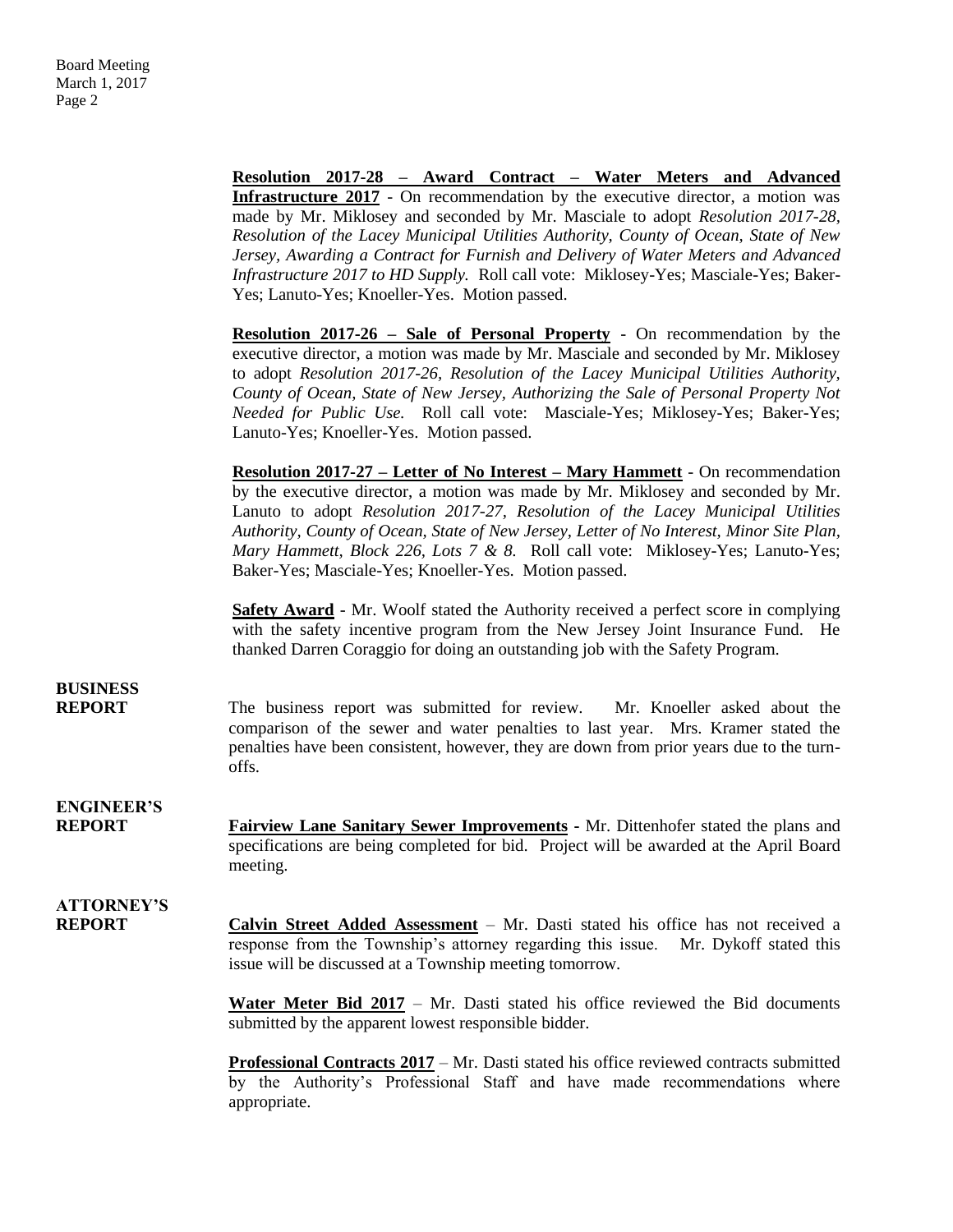**Resolution 2017-28 – Award Contract – Water Meters and Advanced Infrastructure 2017** - On recommendation by the executive director, a motion was made by Mr. Miklosey and seconded by Mr. Masciale to adopt *Resolution 2017-28, Resolution of the Lacey Municipal Utilities Authority, County of Ocean, State of New Jersey, Awarding a Contract for Furnish and Delivery of Water Meters and Advanced Infrastructure 2017 to HD Supply.* Roll call vote: Miklosey-Yes; Masciale-Yes; Baker-Yes; Lanuto-Yes; Knoeller-Yes. Motion passed.

**Resolution 2017-26 – Sale of Personal Property** - On recommendation by the executive director, a motion was made by Mr. Masciale and seconded by Mr. Miklosey to adopt *Resolution 2017-26, Resolution of the Lacey Municipal Utilities Authority, County of Ocean, State of New Jersey, Authorizing the Sale of Personal Property Not Needed for Public Use.* Roll call vote: Masciale-Yes; Miklosey-Yes; Baker-Yes; Lanuto-Yes; Knoeller-Yes. Motion passed.

**Resolution 2017-27 – Letter of No Interest – Mary Hammett** - On recommendation by the executive director, a motion was made by Mr. Miklosey and seconded by Mr. Lanuto to adopt *Resolution 2017-27, Resolution of the Lacey Municipal Utilities Authority, County of Ocean, State of New Jersey, Letter of No Interest, Minor Site Plan, Mary Hammett, Block 226, Lots 7 & 8.* Roll call vote: Miklosey-Yes; Lanuto-Yes; Baker-Yes; Masciale-Yes; Knoeller-Yes. Motion passed.

**Safety Award** - Mr. Woolf stated the Authority received a perfect score in complying with the safety incentive program from the New Jersey Joint Insurance Fund. He thanked Darren Coraggio for doing an outstanding job with the Safety Program.

**BUSINESS REPORT**

The business report was submitted for review. Mr. Knoeller asked about the comparison of the sewer and water penalties to last year. Mrs. Kramer stated the penalties have been consistent, however, they are down from prior years due to the turn-offs.

**ENGINEER'S REPORT**

**Fairview Lane Sanitary Sewer Improvements** - Mr. Dittenhofer stated the plans and specifications are being completed for bid. Project will be awarded at the April Board meeting.

**ATTORNEY'S REPORT**

**Calvin Street Added Assessment** – Mr. Dasti stated his office has not received a response from the Township's attorney regarding this issue. Mr. Dykoff stated this issue will be discussed at a Township meeting tomorrow.

**Water Meter Bid 2017** – Mr. Dasti stated his office reviewed the Bid documents submitted by the apparent lowest responsible bidder.

**Professional Contracts 2017** – Mr. Dasti stated his office reviewed contracts submitted by the Authority's Professional Staff and have made recommendations where appropriate.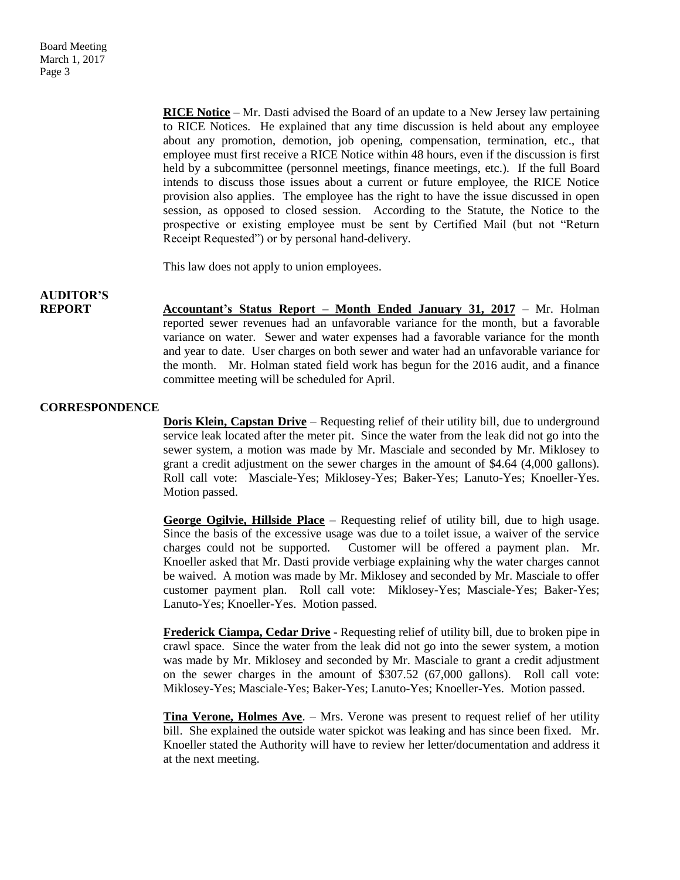**RICE Notice** – Mr. Dasti advised the Board of an update to a New Jersey law pertaining to RICE Notices. He explained that any time discussion is held about any employee about any promotion, demotion, job opening, compensation, termination, etc., that employee must first receive a RICE Notice within 48 hours, even if the discussion is first held by a subcommittee (personnel meetings, finance meetings, etc.). If the full Board intends to discuss those issues about a current or future employee, the RICE Notice provision also applies. The employee has the right to have the issue discussed in open session, as opposed to closed session. According to the Statute, the Notice to the prospective or existing employee must be sent by Certified Mail (but not "Return Receipt Requested") or by personal hand-delivery.

This law does not apply to union employees.

## AUDITOR'S REPORT

**Accountant's Status Report – Month Ended January 31, 2017** – Mr. Holman reported sewer revenues had an unfavorable variance for the month, but a favorable variance on water. Sewer and water expenses had a favorable variance for the month and year to date. User charges on both sewer and water had an unfavorable variance for the month. Mr. Holman stated field work has begun for the 2016 audit, and a finance committee meeting will be scheduled for April.

## CORRESPONDENCE

**Doris Klein, Capstan Drive** – Requesting relief of their utility bill, due to underground service leak located after the meter pit. Since the water from the leak did not go into the sewer system, a motion was made by Mr. Masciale and seconded by Mr. Miklosey to grant a credit adjustment on the sewer charges in the amount of $4.64 (4,000 gallons). Roll call vote: Masciale-Yes; Miklosey-Yes; Baker-Yes; Lanuto-Yes; Knoeller-Yes. Motion passed.

**George Ogilvie, Hillside Place** – Requesting relief of utility bill, due to high usage. Since the basis of the excessive usage was due to a toilet issue, a waiver of the service charges could not be supported. Customer will be offered a payment plan. Mr. Knoeller asked that Mr. Dasti provide verbiage explaining why the water charges cannot be waived. A motion was made by Mr. Miklosey and seconded by Mr. Masciale to offer customer payment plan. Roll call vote: Miklosey-Yes; Masciale-Yes; Baker-Yes; Lanuto-Yes; Knoeller-Yes. Motion passed.

**Frederick Ciampa, Cedar Drive** - Requesting relief of utility bill, due to broken pipe in crawl space. Since the water from the leak did not go into the sewer system, a motion was made by Mr. Miklosey and seconded by Mr. Masciale to grant a credit adjustment on the sewer charges in the amount of $307.52 (67,000 gallons). Roll call vote: Miklosey-Yes; Masciale-Yes; Baker-Yes; Lanuto-Yes; Knoeller-Yes. Motion passed.

**Tina Verone, Holmes Ave**. – Mrs. Verone was present to request relief of her utility bill. She explained the outside water spickot was leaking and has since been fixed. Mr. Knoeller stated the Authority will have to review her letter/documentation and address it at the next meeting.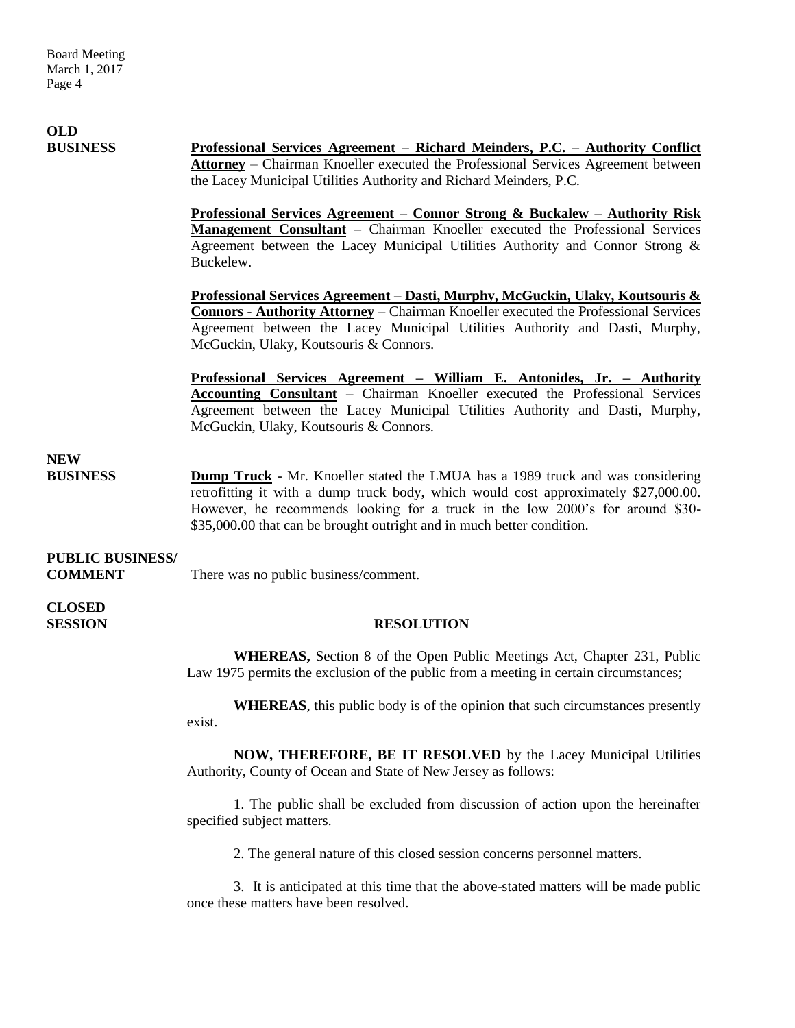**OLD BUSINESS**

**Professional Services Agreement – Richard Meinders, P.C. – Authority Conflict Attorney** – Chairman Knoeller executed the Professional Services Agreement between the Lacey Municipal Utilities Authority and Richard Meinders, P.C.

**Professional Services Agreement – Connor Strong & Buckalew – Authority Risk Management Consultant** – Chairman Knoeller executed the Professional Services Agreement between the Lacey Municipal Utilities Authority and Connor Strong & Buckelew.

**Professional Services Agreement – Dasti, Murphy, McGuckin, Ulaky, Koutsouris & Connors - Authority Attorney** – Chairman Knoeller executed the Professional Services Agreement between the Lacey Municipal Utilities Authority and Dasti, Murphy, McGuckin, Ulaky, Koutsouris & Connors.

**Professional Services Agreement – William E. Antonides, Jr. – Authority Accounting Consultant** – Chairman Knoeller executed the Professional Services Agreement between the Lacey Municipal Utilities Authority and Dasti, Murphy, McGuckin, Ulaky, Koutsouris & Connors.

**NEW BUSINESS**

**Dump Truck** - Mr. Knoeller stated the LMUA has a 1989 truck and was considering retrofitting it with a dump truck body, which would cost approximately $27,000.00. However, he recommends looking for a truck in the low 2000's for around $30-$35,000.00 that can be brought outright and in much better condition.

**PUBLIC BUSINESS/ COMMENT**

There was no public business/comment.

**CLOSED SESSION**

**RESOLUTION**

**WHEREAS,** Section 8 of the Open Public Meetings Act, Chapter 231, Public Law 1975 permits the exclusion of the public from a meeting in certain circumstances;

**WHEREAS**, this public body is of the opinion that such circumstances presently exist.

**NOW, THEREFORE, BE IT RESOLVED** by the Lacey Municipal Utilities Authority, County of Ocean and State of New Jersey as follows:

1. The public shall be excluded from discussion of action upon the hereinafter specified subject matters.

2. The general nature of this closed session concerns personnel matters.

3. It is anticipated at this time that the above-stated matters will be made public once these matters have been resolved.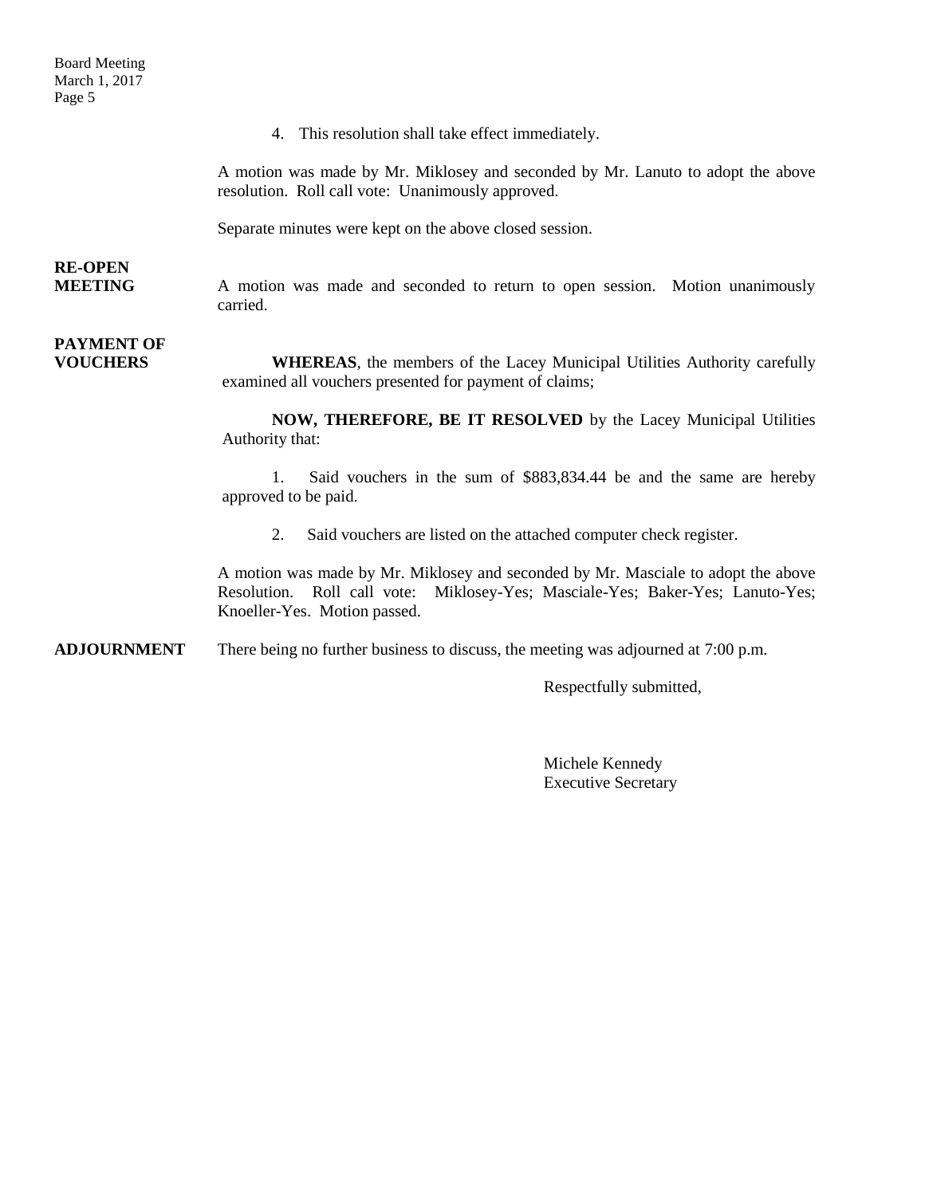4. This resolution shall take effect immediately.

A motion was made by Mr. Miklosey and seconded by Mr. Lanuto to adopt the above resolution. Roll call vote: Unanimously approved.

Separate minutes were kept on the above closed session.

**RE-OPEN MEETING**

A motion was made and seconded to return to open session. Motion unanimously carried.

**PAYMENT OF VOUCHERS**

**WHEREAS**, the members of the Lacey Municipal Utilities Authority carefully examined all vouchers presented for payment of claims;

**NOW, THEREFORE, BE IT RESOLVED** by the Lacey Municipal Utilities Authority that:

1. Said vouchers in the sum of $883,834.44 be and the same are hereby approved to be paid.

2. Said vouchers are listed on the attached computer check register.

A motion was made by Mr. Miklosey and seconded by Mr. Masciale to adopt the above Resolution. Roll call vote: Miklosey-Yes; Masciale-Yes; Baker-Yes; Lanuto-Yes; Knoeller-Yes. Motion passed.

**ADJOURNMENT**

There being no further business to discuss, the meeting was adjourned at 7:00 p.m.

Respectfully submitted,

Michele Kennedy
Executive Secretary